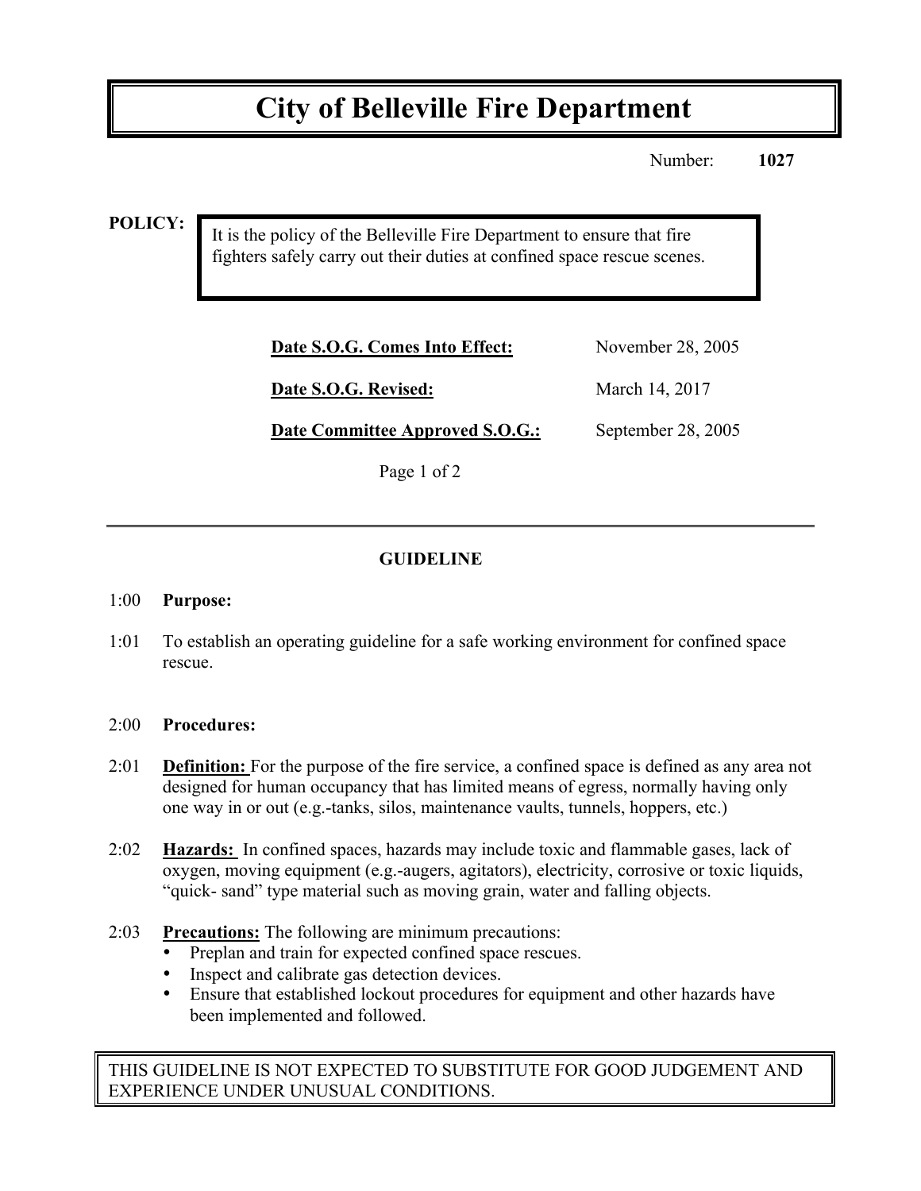# City of Belleville Fire Department

Number: **1027**

**POLICY:**

It is the policy of the Belleville Fire Department to ensure that fire fighters safely carry out their duties at confined space rescue scenes.

| | |
|---|---|
| **Date S.O.G. Comes Into Effect:** | November 28, 2005 |
| **Date S.O.G. Revised:** | March 14, 2017 |
| **Date Committee Approved S.O.G.:** | September 28, 2005 |

---

## GUIDELINE

1:00 **Purpose:**

1:01 To establish an operating guideline for a safe working environment for confined space rescue.

2:00 **Procedures:**

2:01 **Definition:** For the purpose of the fire service, a confined space is defined as any area not designed for human occupancy that has limited means of egress, normally having only one way in or out (e.g.-tanks, silos, maintenance vaults, tunnels, hoppers, etc.)

2:02 **Hazards:** In confined spaces, hazards may include toxic and flammable gases, lack of oxygen, moving equipment (e.g.-augers, agitators), electricity, corrosive or toxic liquids, "quick- sand" type material such as moving grain, water and falling objects.

2:03 **Precautions:** The following are minimum precautions:

- Preplan and train for expected confined space rescues.
- Inspect and calibrate gas detection devices.
- Ensure that established lockout procedures for equipment and other hazards have been implemented and followed.

THIS GUIDELINE IS NOT EXPECTED TO SUBSTITUTE FOR GOOD JUDGEMENT AND EXPERIENCE UNDER UNUSUAL CONDITIONS.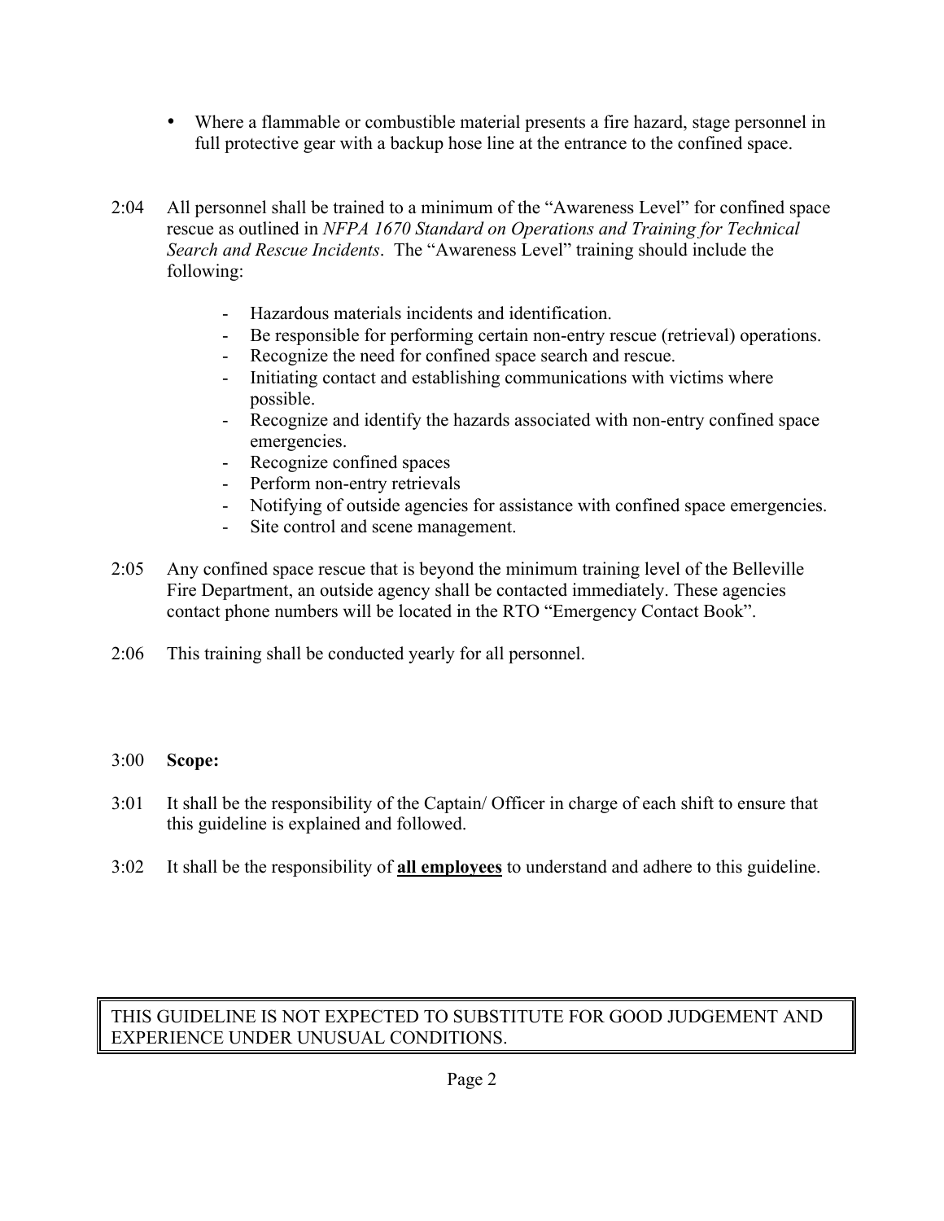- Where a flammable or combustible material presents a fire hazard, stage personnel in full protective gear with a backup hose line at the entrance to the confined space.

2:04 All personnel shall be trained to a minimum of the "Awareness Level" for confined space rescue as outlined in *NFPA 1670 Standard on Operations and Training for Technical Search and Rescue Incidents*. The "Awareness Level" training should include the following:

- Hazardous materials incidents and identification.
- Be responsible for performing certain non-entry rescue (retrieval) operations.
- Recognize the need for confined space search and rescue.
- Initiating contact and establishing communications with victims where possible.
- Recognize and identify the hazards associated with non-entry confined space emergencies.
- Recognize confined spaces
- Perform non-entry retrievals
- Notifying of outside agencies for assistance with confined space emergencies.
- Site control and scene management.

2:05 Any confined space rescue that is beyond the minimum training level of the Belleville Fire Department, an outside agency shall be contacted immediately. These agencies contact phone numbers will be located in the RTO "Emergency Contact Book".

2:06 This training shall be conducted yearly for all personnel.

3:00 **Scope:**

3:01 It shall be the responsibility of the Captain/ Officer in charge of each shift to ensure that this guideline is explained and followed.

3:02 It shall be the responsibility of **all employees** to understand and adhere to this guideline.

THIS GUIDELINE IS NOT EXPECTED TO SUBSTITUTE FOR GOOD JUDGEMENT AND EXPERIENCE UNDER UNUSUAL CONDITIONS.